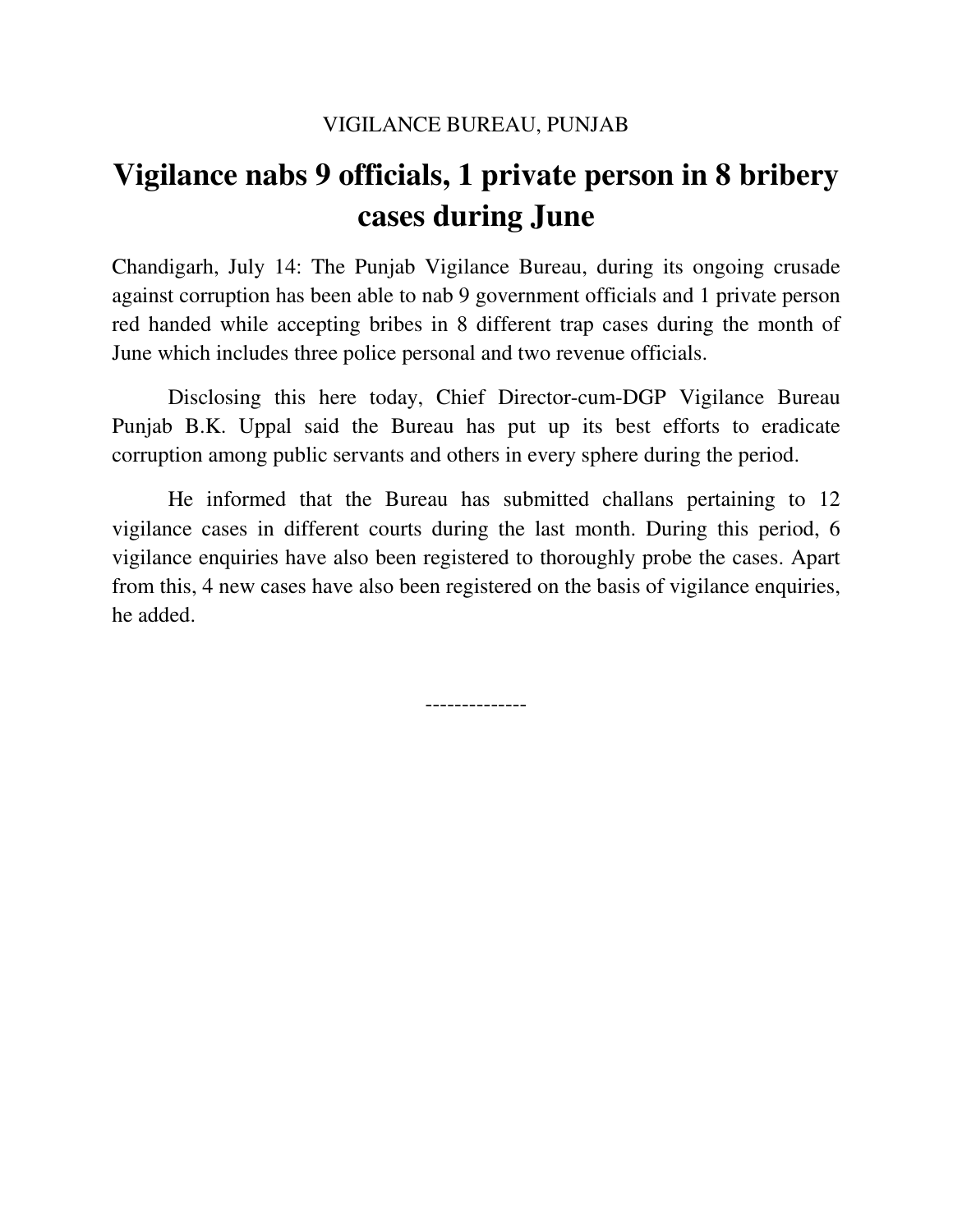VIGILANCE BUREAU, PUNJAB

# Vigilance nabs 9 officials, 1 private person in 8 bribery cases during June

Chandigarh, July 14: The Punjab Vigilance Bureau, during its ongoing crusade against corruption has been able to nab 9 government officials and 1 private person red handed while accepting bribes in 8 different trap cases during the month of June which includes three police personal and two revenue officials.

Disclosing this here today, Chief Director-cum-DGP Vigilance Bureau Punjab B.K. Uppal said the Bureau has put up its best efforts to eradicate corruption among public servants and others in every sphere during the period.

He informed that the Bureau has submitted challans pertaining to 12 vigilance cases in different courts during the last month. During this period, 6 vigilance enquiries have also been registered to thoroughly probe the cases. Apart from this, 4 new cases have also been registered on the basis of vigilance enquiries, he added.

-------------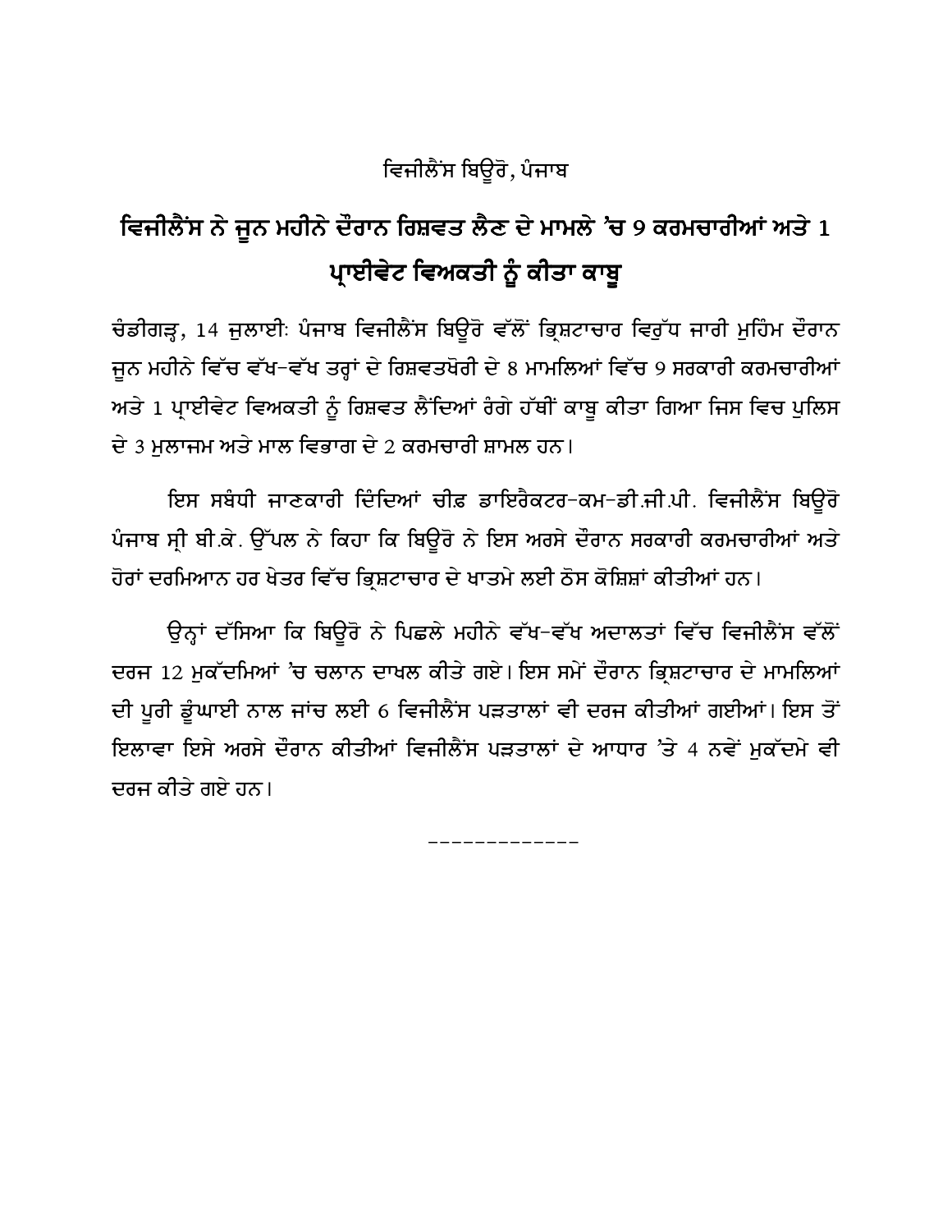ਵਿਜੀਲੈਂਸ ਬਿਊਰੋ, ਪੰਜਾਬ

## ਵਿਜੀਲੈਂਸ ਨੇ ਜੂਨ ਮਹੀਨੇ ਦੌਰਾਨ ਰਿਸ਼ਵਤ ਲੈਣ ਦੇ ਮਾਮਲੇ 'ਚ 9 ਕਰਮਚਾਰੀਆਂ ਅਤੇ 1 ਪ੍ਰਾਈਵੇਟ ਵਿਅਕਤੀ ਨੂੰ ਕੀਤਾ ਕਾਬੂ

ਚੰਡੀਗੜ੍ਹ, 14 ਜੁਲਾਈ: ਪੰਜਾਬ ਵਿਜੀਲੈਂਸ ਬਿਊਰੋ ਵੱਲੋਂ ਭ੍ਰਿਸ਼ਟਾਚਾਰ ਵਿਰੁੱਧ ਜਾਰੀ ਮੁਹਿੰਮ ਦੌਰਾਨ ਜੂਨ ਮਹੀਨੇ ਵਿੱਚ ਵੱਖ-ਵੱਖ ਤਰ੍ਹਾਂ ਦੇ ਰਿਸ਼ਵਤਖੋਰੀ ਦੇ 8 ਮਾਮਲਿਆਂ ਵਿੱਚ 9 ਸਰਕਾਰੀ ਕਰਮਚਾਰੀਆਂ ਅਤੇ 1 ਪ੍ਰਾਈਵੇਟ ਵਿਅਕਤੀ ਨੂੰ ਰਿਸ਼ਵਤ ਲੈਂਦਿਆਂ ਰੰਗੇ ਹੱਥੀਂ ਕਾਬੂ ਕੀਤਾ ਗਿਆ ਜਿਸ ਵਿਚ ਪੁਲਿਸ ਦੇ 3 ਮੁਲਾਜਮ ਅਤੇ ਮਾਲ ਵਿਭਾਗ ਦੇ 2 ਕਰਮਚਾਰੀ ਸ਼ਾਮਲ ਹਨ।

ਇਸ ਸਬੰਧੀ ਜਾਣਕਾਰੀ ਦਿੰਦਿਆਂ ਚੀਫ਼ ਡਾਇਰੈਕਟਰ-ਕਮ-ਡੀ.ਜੀ.ਪੀ. ਵਿਜੀਲੈਂਸ ਬਿਊਰੋ ਪੰਜਾਬ ਸ੍ਰੀ ਬੀ.ਕੇ. ਉੱਪਲ ਨੇ ਕਿਹਾ ਕਿ ਬਿਊਰੋ ਨੇ ਇਸ ਅਰਸੇ ਦੌਰਾਨ ਸਰਕਾਰੀ ਕਰਮਚਾਰੀਆਂ ਅਤੇ ਹੋਰਾਂ ਦਰਮਿਆਨ ਹਰ ਖੇਤਰ ਵਿੱਚ ਭ੍ਰਿਸ਼ਟਾਚਾਰ ਦੇ ਖਾਤਮੇ ਲਈ ਠੋਸ ਕੋਸ਼ਿਸ਼ਾਂ ਕੀਤੀਆਂ ਹਨ।

ਉਨ੍ਹਾਂ ਦੱਸਿਆ ਕਿ ਬਿਊਰੋ ਨੇ ਪਿਛਲੇ ਮਹੀਨੇ ਵੱਖ-ਵੱਖ ਅਦਾਲਤਾਂ ਵਿੱਚ ਵਿਜੀਲੈਂਸ ਵੱਲੋਂ ਦਰਜ 12 ਮੁਕੱਦਮਿਆਂ 'ਚ ਚਲਾਨ ਦਾਖਲ ਕੀਤੇ ਗਏ। ਇਸ ਸਮੇਂ ਦੌਰਾਨ ਭ੍ਰਿਸ਼ਟਾਚਾਰ ਦੇ ਮਾਮਲਿਆਂ ਦੀ ਪੂਰੀ ਡੂੰਘਾਈ ਨਾਲ ਜਾਂਚ ਲਈ 6 ਵਿਜੀਲੈਂਸ ਪੜਤਾਲਾਂ ਵੀ ਦਰਜ ਕੀਤੀਆਂ ਗਈਆਂ। ਇਸ ਤੋਂ ਇਲਾਵਾ ਇਸੇ ਅਰਸੇ ਦੌਰਾਨ ਕੀਤੀਆਂ ਵਿਜੀਲੈਂਸ ਪੜਤਾਲਾਂ ਦੇ ਆਧਾਰ 'ਤੇ 4 ਨਵੇਂ ਮੁਕੱਦਮੇ ਵੀ ਦਰਜ ਕੀਤੇ ਗਏ ਹਨ।

-------------